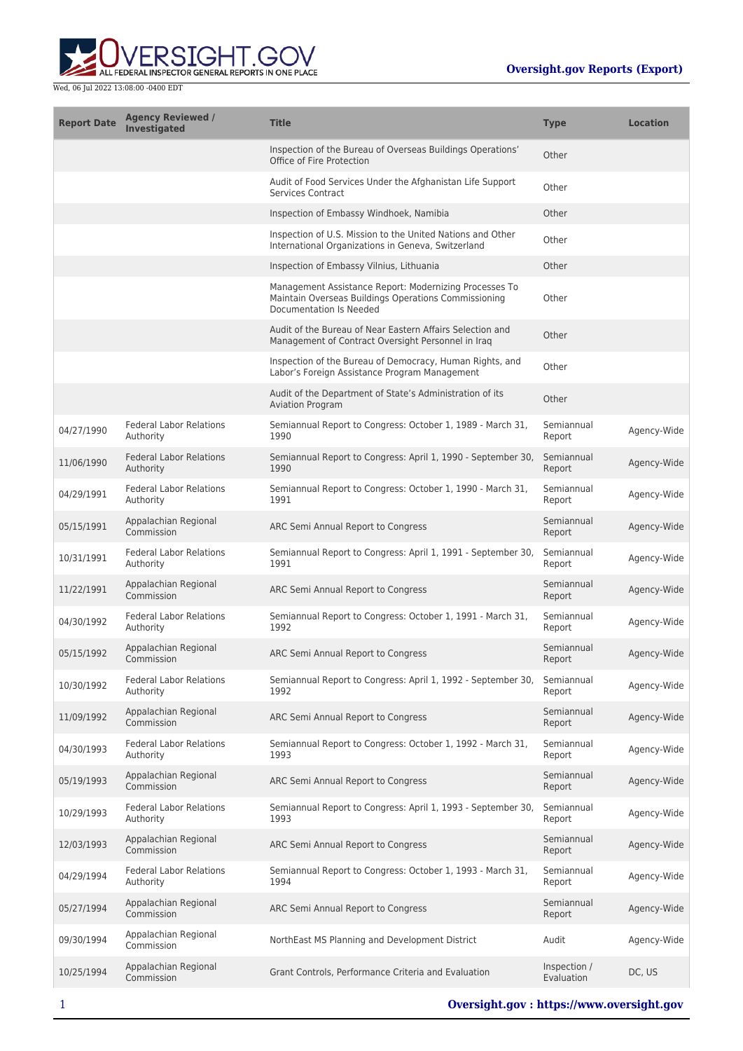| Report Date | Agency Reviewed / Investigated | Title | Type | Location |
| --- | --- | --- | --- | --- |
| | | Inspection of the Bureau of Overseas Buildings Operations' Office of Fire Protection | Other | |
| | | Audit of Food Services Under the Afghanistan Life Support Services Contract | Other | |
| | | Inspection of Embassy Windhoek, Namibia | Other | |
| | | Inspection of U.S. Mission to the United Nations and Other International Organizations in Geneva, Switzerland | Other | |
| | | Inspection of Embassy Vilnius, Lithuania | Other | |
| | | Management Assistance Report: Modernizing Processes To Maintain Overseas Buildings Operations Commissioning Documentation Is Needed | Other | |
| | | Audit of the Bureau of Near Eastern Affairs Selection and Management of Contract Oversight Personnel in Iraq | Other | |
| | | Inspection of the Bureau of Democracy, Human Rights, and Labor's Foreign Assistance Program Management | Other | |
| | | Audit of the Department of State's Administration of its Aviation Program | Other | |
| 04/27/1990 | Federal Labor Relations Authority | Semiannual Report to Congress: October 1, 1989 - March 31, 1990 | Semiannual Report | Agency-Wide |
| 11/06/1990 | Federal Labor Relations Authority | Semiannual Report to Congress: April 1, 1990 - September 30, 1990 | Semiannual Report | Agency-Wide |
| 04/29/1991 | Federal Labor Relations Authority | Semiannual Report to Congress: October 1, 1990 - March 31, 1991 | Semiannual Report | Agency-Wide |
| 05/15/1991 | Appalachian Regional Commission | ARC Semi Annual Report to Congress | Semiannual Report | Agency-Wide |
| 10/31/1991 | Federal Labor Relations Authority | Semiannual Report to Congress: April 1, 1991 - September 30, 1991 | Semiannual Report | Agency-Wide |
| 11/22/1991 | Appalachian Regional Commission | ARC Semi Annual Report to Congress | Semiannual Report | Agency-Wide |
| 04/30/1992 | Federal Labor Relations Authority | Semiannual Report to Congress: October 1, 1991 - March 31, 1992 | Semiannual Report | Agency-Wide |
| 05/15/1992 | Appalachian Regional Commission | ARC Semi Annual Report to Congress | Semiannual Report | Agency-Wide |
| 10/30/1992 | Federal Labor Relations Authority | Semiannual Report to Congress: April 1, 1992 - September 30, 1992 | Semiannual Report | Agency-Wide |
| 11/09/1992 | Appalachian Regional Commission | ARC Semi Annual Report to Congress | Semiannual Report | Agency-Wide |
| 04/30/1993 | Federal Labor Relations Authority | Semiannual Report to Congress: October 1, 1992 - March 31, 1993 | Semiannual Report | Agency-Wide |
| 05/19/1993 | Appalachian Regional Commission | ARC Semi Annual Report to Congress | Semiannual Report | Agency-Wide |
| 10/29/1993 | Federal Labor Relations Authority | Semiannual Report to Congress: April 1, 1993 - September 30, 1993 | Semiannual Report | Agency-Wide |
| 12/03/1993 | Appalachian Regional Commission | ARC Semi Annual Report to Congress | Semiannual Report | Agency-Wide |
| 04/29/1994 | Federal Labor Relations Authority | Semiannual Report to Congress: October 1, 1993 - March 31, 1994 | Semiannual Report | Agency-Wide |
| 05/27/1994 | Appalachian Regional Commission | ARC Semi Annual Report to Congress | Semiannual Report | Agency-Wide |
| 09/30/1994 | Appalachian Regional Commission | NorthEast MS Planning and Development District | Audit | Agency-Wide |
| 10/25/1994 | Appalachian Regional Commission | Grant Controls, Performance Criteria and Evaluation | Inspection / Evaluation | DC, US |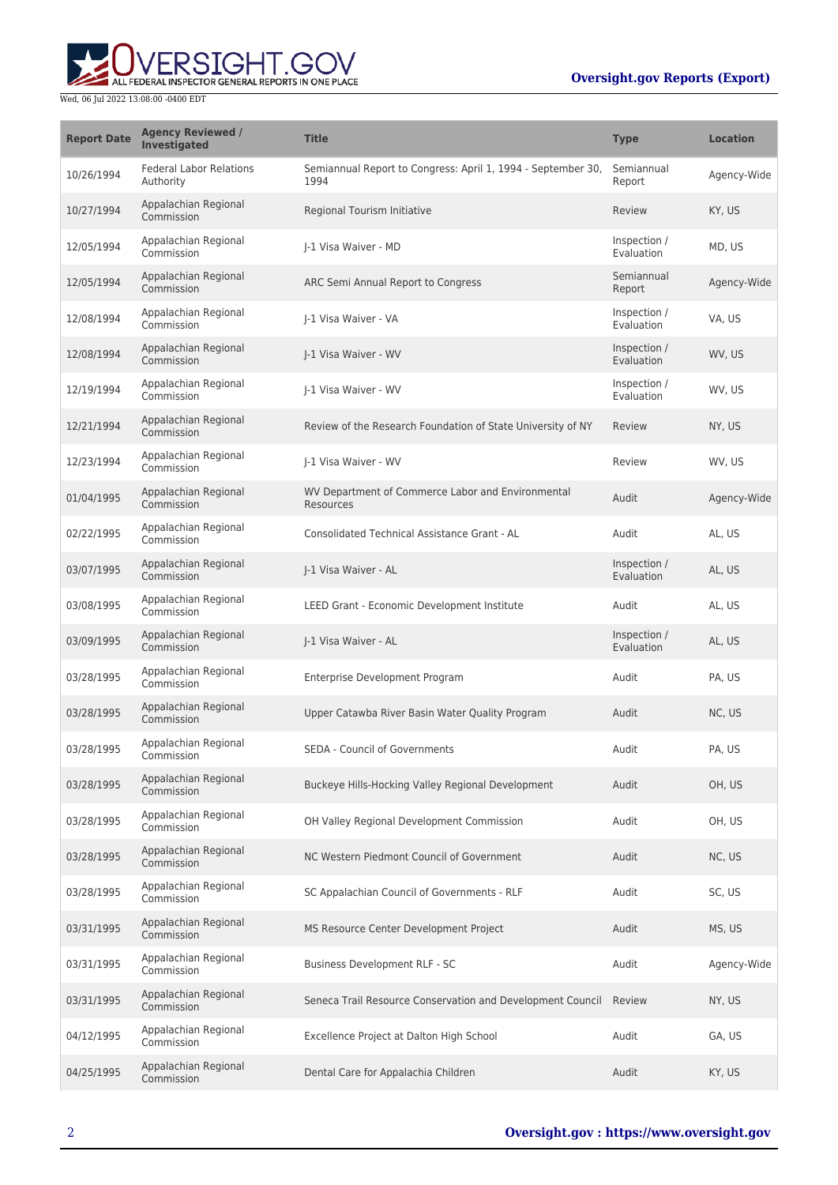| Report Date | Agency Reviewed / Investigated | Title | Type | Location |
| --- | --- | --- | --- | --- |
| 10/26/1994 | Federal Labor Relations Authority | Semiannual Report to Congress: April 1, 1994 - September 30, 1994 | Semiannual Report | Agency-Wide |
| 10/27/1994 | Appalachian Regional Commission | Regional Tourism Initiative | Review | KY, US |
| 12/05/1994 | Appalachian Regional Commission | J-1 Visa Waiver - MD | Inspection / Evaluation | MD, US |
| 12/05/1994 | Appalachian Regional Commission | ARC Semi Annual Report to Congress | Semiannual Report | Agency-Wide |
| 12/08/1994 | Appalachian Regional Commission | J-1 Visa Waiver - VA | Inspection / Evaluation | VA, US |
| 12/08/1994 | Appalachian Regional Commission | J-1 Visa Waiver - WV | Inspection / Evaluation | WV, US |
| 12/19/1994 | Appalachian Regional Commission | J-1 Visa Waiver - WV | Inspection / Evaluation | WV, US |
| 12/21/1994 | Appalachian Regional Commission | Review of the Research Foundation of State University of NY | Review | NY, US |
| 12/23/1994 | Appalachian Regional Commission | J-1 Visa Waiver - WV | Review | WV, US |
| 01/04/1995 | Appalachian Regional Commission | WV Department of Commerce Labor and Environmental Resources | Audit | Agency-Wide |
| 02/22/1995 | Appalachian Regional Commission | Consolidated Technical Assistance Grant - AL | Audit | AL, US |
| 03/07/1995 | Appalachian Regional Commission | J-1 Visa Waiver - AL | Inspection / Evaluation | AL, US |
| 03/08/1995 | Appalachian Regional Commission | LEED Grant - Economic Development Institute | Audit | AL, US |
| 03/09/1995 | Appalachian Regional Commission | J-1 Visa Waiver - AL | Inspection / Evaluation | AL, US |
| 03/28/1995 | Appalachian Regional Commission | Enterprise Development Program | Audit | PA, US |
| 03/28/1995 | Appalachian Regional Commission | Upper Catawba River Basin Water Quality Program | Audit | NC, US |
| 03/28/1995 | Appalachian Regional Commission | SEDA - Council of Governments | Audit | PA, US |
| 03/28/1995 | Appalachian Regional Commission | Buckeye Hills-Hocking Valley Regional Development | Audit | OH, US |
| 03/28/1995 | Appalachian Regional Commission | OH Valley Regional Development Commission | Audit | OH, US |
| 03/28/1995 | Appalachian Regional Commission | NC Western Piedmont Council of Government | Audit | NC, US |
| 03/28/1995 | Appalachian Regional Commission | SC Appalachian Council of Governments - RLF | Audit | SC, US |
| 03/31/1995 | Appalachian Regional Commission | MS Resource Center Development Project | Audit | MS, US |
| 03/31/1995 | Appalachian Regional Commission | Business Development RLF - SC | Audit | Agency-Wide |
| 03/31/1995 | Appalachian Regional Commission | Seneca Trail Resource Conservation and Development Council | Review | NY, US |
| 04/12/1995 | Appalachian Regional Commission | Excellence Project at Dalton High School | Audit | GA, US |
| 04/25/1995 | Appalachian Regional Commission | Dental Care for Appalachia Children | Audit | KY, US |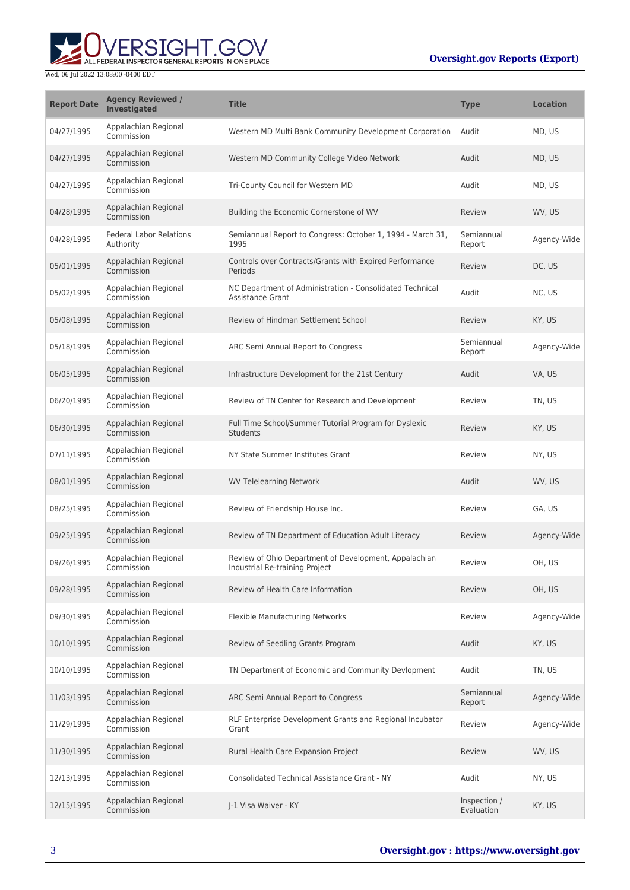| Report Date | Agency Reviewed / Investigated | Title | Type | Location |
| --- | --- | --- | --- | --- |
| 04/27/1995 | Appalachian Regional Commission | Western MD Multi Bank Community Development Corporation | Audit | MD, US |
| 04/27/1995 | Appalachian Regional Commission | Western MD Community College Video Network | Audit | MD, US |
| 04/27/1995 | Appalachian Regional Commission | Tri-County Council for Western MD | Audit | MD, US |
| 04/28/1995 | Appalachian Regional Commission | Building the Economic Cornerstone of WV | Review | WV, US |
| 04/28/1995 | Federal Labor Relations Authority | Semiannual Report to Congress: October 1, 1994 - March 31, 1995 | Semiannual Report | Agency-Wide |
| 05/01/1995 | Appalachian Regional Commission | Controls over Contracts/Grants with Expired Performance Periods | Review | DC, US |
| 05/02/1995 | Appalachian Regional Commission | NC Department of Administration - Consolidated Technical Assistance Grant | Audit | NC, US |
| 05/08/1995 | Appalachian Regional Commission | Review of Hindman Settlement School | Review | KY, US |
| 05/18/1995 | Appalachian Regional Commission | ARC Semi Annual Report to Congress | Semiannual Report | Agency-Wide |
| 06/05/1995 | Appalachian Regional Commission | Infrastructure Development for the 21st Century | Audit | VA, US |
| 06/20/1995 | Appalachian Regional Commission | Review of TN Center for Research and Development | Review | TN, US |
| 06/30/1995 | Appalachian Regional Commission | Full Time School/Summer Tutorial Program for Dyslexic Students | Review | KY, US |
| 07/11/1995 | Appalachian Regional Commission | NY State Summer Institutes Grant | Review | NY, US |
| 08/01/1995 | Appalachian Regional Commission | WV Telelearning Network | Audit | WV, US |
| 08/25/1995 | Appalachian Regional Commission | Review of Friendship House Inc. | Review | GA, US |
| 09/25/1995 | Appalachian Regional Commission | Review of TN Department of Education Adult Literacy | Review | Agency-Wide |
| 09/26/1995 | Appalachian Regional Commission | Review of Ohio Department of Development, Appalachian Industrial Re-training Project | Review | OH, US |
| 09/28/1995 | Appalachian Regional Commission | Review of Health Care Information | Review | OH, US |
| 09/30/1995 | Appalachian Regional Commission | Flexible Manufacturing Networks | Review | Agency-Wide |
| 10/10/1995 | Appalachian Regional Commission | Review of Seedling Grants Program | Audit | KY, US |
| 10/10/1995 | Appalachian Regional Commission | TN Department of Economic and Community Devlopment | Audit | TN, US |
| 11/03/1995 | Appalachian Regional Commission | ARC Semi Annual Report to Congress | Semiannual Report | Agency-Wide |
| 11/29/1995 | Appalachian Regional Commission | RLF Enterprise Development Grants and Regional Incubator Grant | Review | Agency-Wide |
| 11/30/1995 | Appalachian Regional Commission | Rural Health Care Expansion Project | Review | WV, US |
| 12/13/1995 | Appalachian Regional Commission | Consolidated Technical Assistance Grant - NY | Audit | NY, US |
| 12/15/1995 | Appalachian Regional Commission | J-1 Visa Waiver - KY | Inspection / Evaluation | KY, US |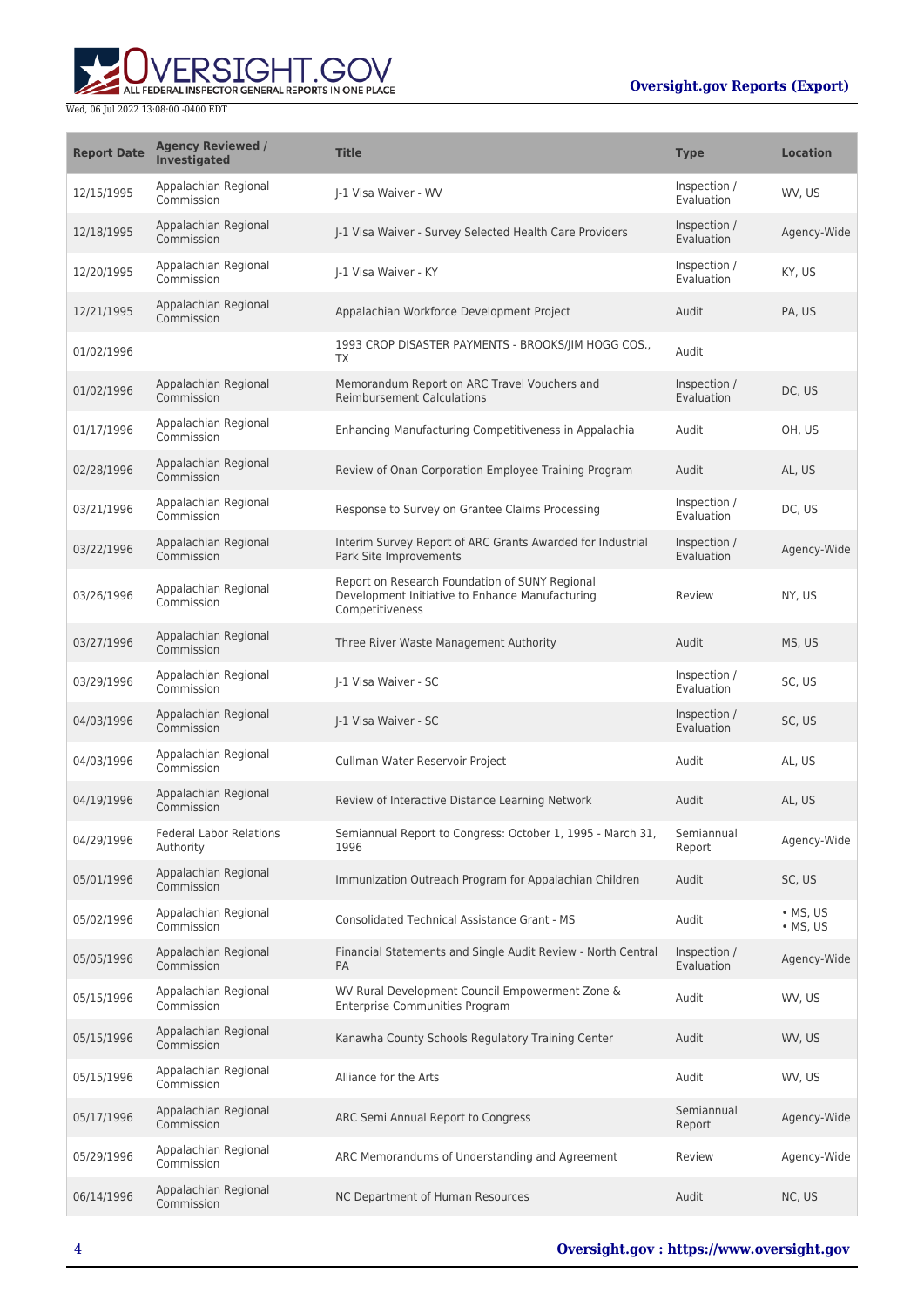| Report Date | Agency Reviewed / Investigated | Title | Type | Location |
| --- | --- | --- | --- | --- |
| 12/15/1995 | Appalachian Regional Commission | J-1 Visa Waiver - WV | Inspection / Evaluation | WV, US |
| 12/18/1995 | Appalachian Regional Commission | J-1 Visa Waiver - Survey Selected Health Care Providers | Inspection / Evaluation | Agency-Wide |
| 12/20/1995 | Appalachian Regional Commission | J-1 Visa Waiver - KY | Inspection / Evaluation | KY, US |
| 12/21/1995 | Appalachian Regional Commission | Appalachian Workforce Development Project | Audit | PA, US |
| 01/02/1996 | | 1993 CROP DISASTER PAYMENTS - BROOKS/JIM HOGG COS., TX | Audit | |
| 01/02/1996 | Appalachian Regional Commission | Memorandum Report on ARC Travel Vouchers and Reimbursement Calculations | Inspection / Evaluation | DC, US |
| 01/17/1996 | Appalachian Regional Commission | Enhancing Manufacturing Competitiveness in Appalachia | Audit | OH, US |
| 02/28/1996 | Appalachian Regional Commission | Review of Onan Corporation Employee Training Program | Audit | AL, US |
| 03/21/1996 | Appalachian Regional Commission | Response to Survey on Grantee Claims Processing | Inspection / Evaluation | DC, US |
| 03/22/1996 | Appalachian Regional Commission | Interim Survey Report of ARC Grants Awarded for Industrial Park Site Improvements | Inspection / Evaluation | Agency-Wide |
| 03/26/1996 | Appalachian Regional Commission | Report on Research Foundation of SUNY Regional Development Initiative to Enhance Manufacturing Competitiveness | Review | NY, US |
| 03/27/1996 | Appalachian Regional Commission | Three River Waste Management Authority | Audit | MS, US |
| 03/29/1996 | Appalachian Regional Commission | J-1 Visa Waiver - SC | Inspection / Evaluation | SC, US |
| 04/03/1996 | Appalachian Regional Commission | J-1 Visa Waiver - SC | Inspection / Evaluation | SC, US |
| 04/03/1996 | Appalachian Regional Commission | Cullman Water Reservoir Project | Audit | AL, US |
| 04/19/1996 | Appalachian Regional Commission | Review of Interactive Distance Learning Network | Audit | AL, US |
| 04/29/1996 | Federal Labor Relations Authority | Semiannual Report to Congress: October 1, 1995 - March 31, 1996 | Semiannual Report | Agency-Wide |
| 05/01/1996 | Appalachian Regional Commission | Immunization Outreach Program for Appalachian Children | Audit | SC, US |
| 05/02/1996 | Appalachian Regional Commission | Consolidated Technical Assistance Grant - MS | Audit | • MS, US • MS, US |
| 05/05/1996 | Appalachian Regional Commission | Financial Statements and Single Audit Review - North Central PA | Inspection / Evaluation | Agency-Wide |
| 05/15/1996 | Appalachian Regional Commission | WV Rural Development Council Empowerment Zone & Enterprise Communities Program | Audit | WV, US |
| 05/15/1996 | Appalachian Regional Commission | Kanawha County Schools Regulatory Training Center | Audit | WV, US |
| 05/15/1996 | Appalachian Regional Commission | Alliance for the Arts | Audit | WV, US |
| 05/17/1996 | Appalachian Regional Commission | ARC Semi Annual Report to Congress | Semiannual Report | Agency-Wide |
| 05/29/1996 | Appalachian Regional Commission | ARC Memorandums of Understanding and Agreement | Review | Agency-Wide |
| 06/14/1996 | Appalachian Regional Commission | NC Department of Human Resources | Audit | NC, US |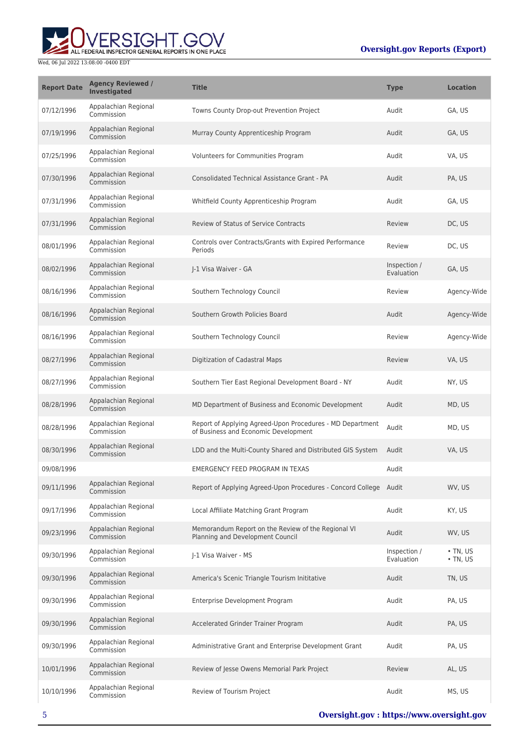| Report Date | Agency Reviewed / Investigated | Title | Type | Location |
|---|---|---|---|---|
| 07/12/1996 | Appalachian Regional Commission | Towns County Drop-out Prevention Project | Audit | GA, US |
| 07/19/1996 | Appalachian Regional Commission | Murray County Apprenticeship Program | Audit | GA, US |
| 07/25/1996 | Appalachian Regional Commission | Volunteers for Communities Program | Audit | VA, US |
| 07/30/1996 | Appalachian Regional Commission | Consolidated Technical Assistance Grant - PA | Audit | PA, US |
| 07/31/1996 | Appalachian Regional Commission | Whitfield County Apprenticeship Program | Audit | GA, US |
| 07/31/1996 | Appalachian Regional Commission | Review of Status of Service Contracts | Review | DC, US |
| 08/01/1996 | Appalachian Regional Commission | Controls over Contracts/Grants with Expired Performance Periods | Review | DC, US |
| 08/02/1996 | Appalachian Regional Commission | J-1 Visa Waiver - GA | Inspection / Evaluation | GA, US |
| 08/16/1996 | Appalachian Regional Commission | Southern Technology Council | Review | Agency-Wide |
| 08/16/1996 | Appalachian Regional Commission | Southern Growth Policies Board | Audit | Agency-Wide |
| 08/16/1996 | Appalachian Regional Commission | Southern Technology Council | Review | Agency-Wide |
| 08/27/1996 | Appalachian Regional Commission | Digitization of Cadastral Maps | Review | VA, US |
| 08/27/1996 | Appalachian Regional Commission | Southern Tier East Regional Development Board - NY | Audit | NY, US |
| 08/28/1996 | Appalachian Regional Commission | MD Department of Business and Economic Development | Audit | MD, US |
| 08/28/1996 | Appalachian Regional Commission | Report of Applying Agreed-Upon Procedures - MD Department of Business and Economic Development | Audit | MD, US |
| 08/30/1996 | Appalachian Regional Commission | LDD and the Multi-County Shared and Distributed GIS System | Audit | VA, US |
| 09/08/1996 | | EMERGENCY FEED PROGRAM IN TEXAS | Audit | |
| 09/11/1996 | Appalachian Regional Commission | Report of Applying Agreed-Upon Procedures - Concord College | Audit | WV, US |
| 09/17/1996 | Appalachian Regional Commission | Local Affiliate Matching Grant Program | Audit | KY, US |
| 09/23/1996 | Appalachian Regional Commission | Memorandum Report on the Review of the Regional VI Planning and Development Council | Audit | WV, US |
| 09/30/1996 | Appalachian Regional Commission | J-1 Visa Waiver - MS | Inspection / Evaluation | • TN, US<br>• TN, US |
| 09/30/1996 | Appalachian Regional Commission | America's Scenic Triangle Tourism Inititative | Audit | TN, US |
| 09/30/1996 | Appalachian Regional Commission | Enterprise Development Program | Audit | PA, US |
| 09/30/1996 | Appalachian Regional Commission | Accelerated Grinder Trainer Program | Audit | PA, US |
| 09/30/1996 | Appalachian Regional Commission | Administrative Grant and Enterprise Development Grant | Audit | PA, US |
| 10/01/1996 | Appalachian Regional Commission | Review of Jesse Owens Memorial Park Project | Review | AL, US |
| 10/10/1996 | Appalachian Regional Commission | Review of Tourism Project | Audit | MS, US |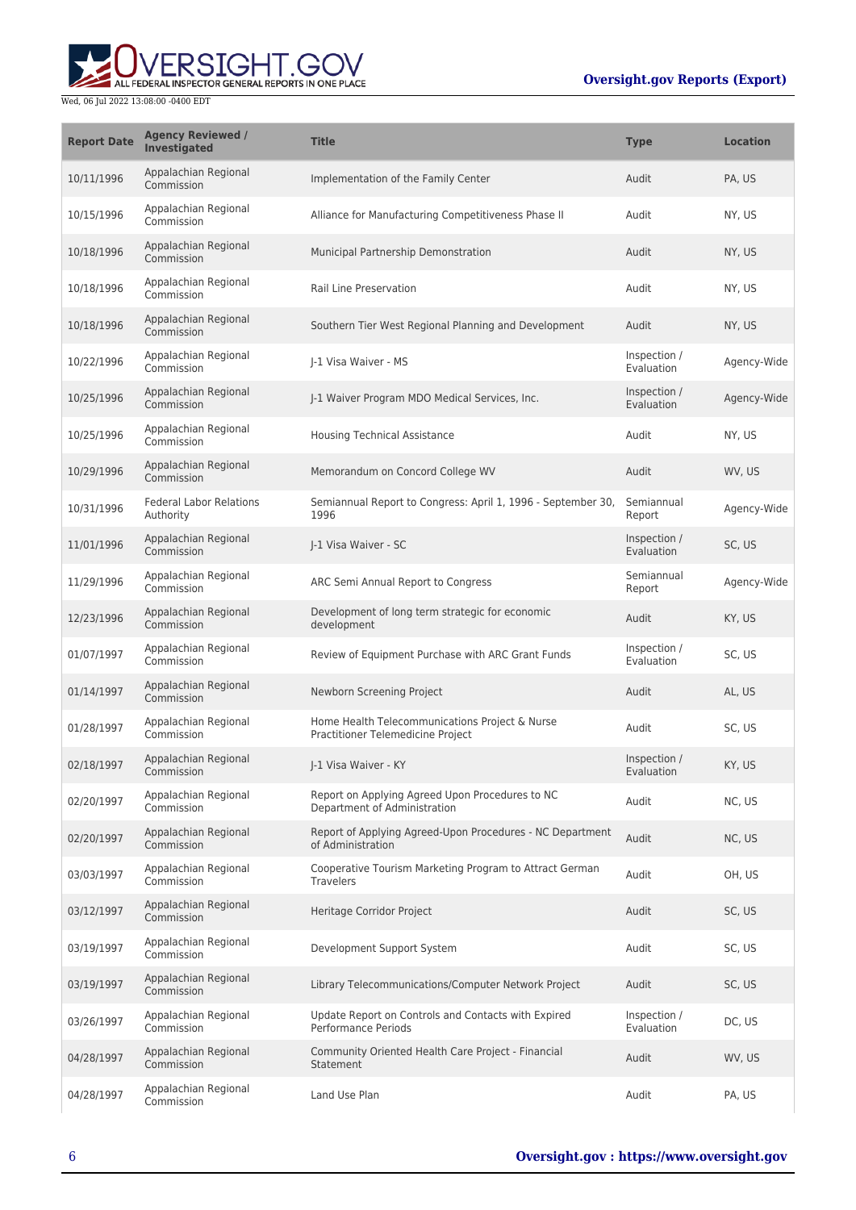| Report Date | Agency Reviewed / Investigated | Title | Type | Location |
| --- | --- | --- | --- | --- |
| 10/11/1996 | Appalachian Regional Commission | Implementation of the Family Center | Audit | PA, US |
| 10/15/1996 | Appalachian Regional Commission | Alliance for Manufacturing Competitiveness Phase II | Audit | NY, US |
| 10/18/1996 | Appalachian Regional Commission | Municipal Partnership Demonstration | Audit | NY, US |
| 10/18/1996 | Appalachian Regional Commission | Rail Line Preservation | Audit | NY, US |
| 10/18/1996 | Appalachian Regional Commission | Southern Tier West Regional Planning and Development | Audit | NY, US |
| 10/22/1996 | Appalachian Regional Commission | J-1 Visa Waiver - MS | Inspection / Evaluation | Agency-Wide |
| 10/25/1996 | Appalachian Regional Commission | J-1 Waiver Program MDO Medical Services, Inc. | Inspection / Evaluation | Agency-Wide |
| 10/25/1996 | Appalachian Regional Commission | Housing Technical Assistance | Audit | NY, US |
| 10/29/1996 | Appalachian Regional Commission | Memorandum on Concord College WV | Audit | WV, US |
| 10/31/1996 | Federal Labor Relations Authority | Semiannual Report to Congress: April 1, 1996 - September 30, 1996 | Semiannual Report | Agency-Wide |
| 11/01/1996 | Appalachian Regional Commission | J-1 Visa Waiver - SC | Inspection / Evaluation | SC, US |
| 11/29/1996 | Appalachian Regional Commission | ARC Semi Annual Report to Congress | Semiannual Report | Agency-Wide |
| 12/23/1996 | Appalachian Regional Commission | Development of long term strategic for economic development | Audit | KY, US |
| 01/07/1997 | Appalachian Regional Commission | Review of Equipment Purchase with ARC Grant Funds | Inspection / Evaluation | SC, US |
| 01/14/1997 | Appalachian Regional Commission | Newborn Screening Project | Audit | AL, US |
| 01/28/1997 | Appalachian Regional Commission | Home Health Telecommunications Project & Nurse Practitioner Telemedicine Project | Audit | SC, US |
| 02/18/1997 | Appalachian Regional Commission | J-1 Visa Waiver - KY | Inspection / Evaluation | KY, US |
| 02/20/1997 | Appalachian Regional Commission | Report on Applying Agreed Upon Procedures to NC Department of Administration | Audit | NC, US |
| 02/20/1997 | Appalachian Regional Commission | Report of Applying Agreed-Upon Procedures - NC Department of Administration | Audit | NC, US |
| 03/03/1997 | Appalachian Regional Commission | Cooperative Tourism Marketing Program to Attract German Travelers | Audit | OH, US |
| 03/12/1997 | Appalachian Regional Commission | Heritage Corridor Project | Audit | SC, US |
| 03/19/1997 | Appalachian Regional Commission | Development Support System | Audit | SC, US |
| 03/19/1997 | Appalachian Regional Commission | Library Telecommunications/Computer Network Project | Audit | SC, US |
| 03/26/1997 | Appalachian Regional Commission | Update Report on Controls and Contacts with Expired Performance Periods | Inspection / Evaluation | DC, US |
| 04/28/1997 | Appalachian Regional Commission | Community Oriented Health Care Project - Financial Statement | Audit | WV, US |
| 04/28/1997 | Appalachian Regional Commission | Land Use Plan | Audit | PA, US |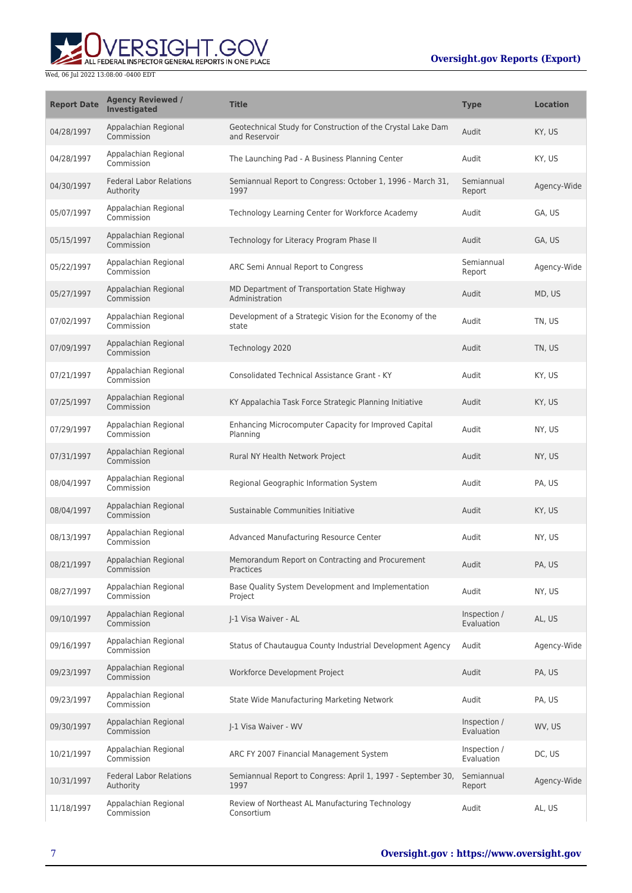| Report Date | Agency Reviewed / Investigated | Title | Type | Location |
| --- | --- | --- | --- | --- |
| 04/28/1997 | Appalachian Regional Commission | Geotechnical Study for Construction of the Crystal Lake Dam and Reservoir | Audit | KY, US |
| 04/28/1997 | Appalachian Regional Commission | The Launching Pad - A Business Planning Center | Audit | KY, US |
| 04/30/1997 | Federal Labor Relations Authority | Semiannual Report to Congress: October 1, 1996 - March 31, 1997 | Semiannual Report | Agency-Wide |
| 05/07/1997 | Appalachian Regional Commission | Technology Learning Center for Workforce Academy | Audit | GA, US |
| 05/15/1997 | Appalachian Regional Commission | Technology for Literacy Program Phase II | Audit | GA, US |
| 05/22/1997 | Appalachian Regional Commission | ARC Semi Annual Report to Congress | Semiannual Report | Agency-Wide |
| 05/27/1997 | Appalachian Regional Commission | MD Department of Transportation State Highway Administration | Audit | MD, US |
| 07/02/1997 | Appalachian Regional Commission | Development of a Strategic Vision for the Economy of the state | Audit | TN, US |
| 07/09/1997 | Appalachian Regional Commission | Technology 2020 | Audit | TN, US |
| 07/21/1997 | Appalachian Regional Commission | Consolidated Technical Assistance Grant - KY | Audit | KY, US |
| 07/25/1997 | Appalachian Regional Commission | KY Appalachia Task Force Strategic Planning Initiative | Audit | KY, US |
| 07/29/1997 | Appalachian Regional Commission | Enhancing Microcomputer Capacity for Improved Capital Planning | Audit | NY, US |
| 07/31/1997 | Appalachian Regional Commission | Rural NY Health Network Project | Audit | NY, US |
| 08/04/1997 | Appalachian Regional Commission | Regional Geographic Information System | Audit | PA, US |
| 08/04/1997 | Appalachian Regional Commission | Sustainable Communities Initiative | Audit | KY, US |
| 08/13/1997 | Appalachian Regional Commission | Advanced Manufacturing Resource Center | Audit | NY, US |
| 08/21/1997 | Appalachian Regional Commission | Memorandum Report on Contracting and Procurement Practices | Audit | PA, US |
| 08/27/1997 | Appalachian Regional Commission | Base Quality System Development and Implementation Project | Audit | NY, US |
| 09/10/1997 | Appalachian Regional Commission | J-1 Visa Waiver - AL | Inspection / Evaluation | AL, US |
| 09/16/1997 | Appalachian Regional Commission | Status of Chautaugua County Industrial Development Agency | Audit | Agency-Wide |
| 09/23/1997 | Appalachian Regional Commission | Workforce Development Project | Audit | PA, US |
| 09/23/1997 | Appalachian Regional Commission | State Wide Manufacturing Marketing Network | Audit | PA, US |
| 09/30/1997 | Appalachian Regional Commission | J-1 Visa Waiver - WV | Inspection / Evaluation | WV, US |
| 10/21/1997 | Appalachian Regional Commission | ARC FY 2007 Financial Management System | Inspection / Evaluation | DC, US |
| 10/31/1997 | Federal Labor Relations Authority | Semiannual Report to Congress: April 1, 1997 - September 30, 1997 | Semiannual Report | Agency-Wide |
| 11/18/1997 | Appalachian Regional Commission | Review of Northeast AL Manufacturing Technology Consortium | Audit | AL, US |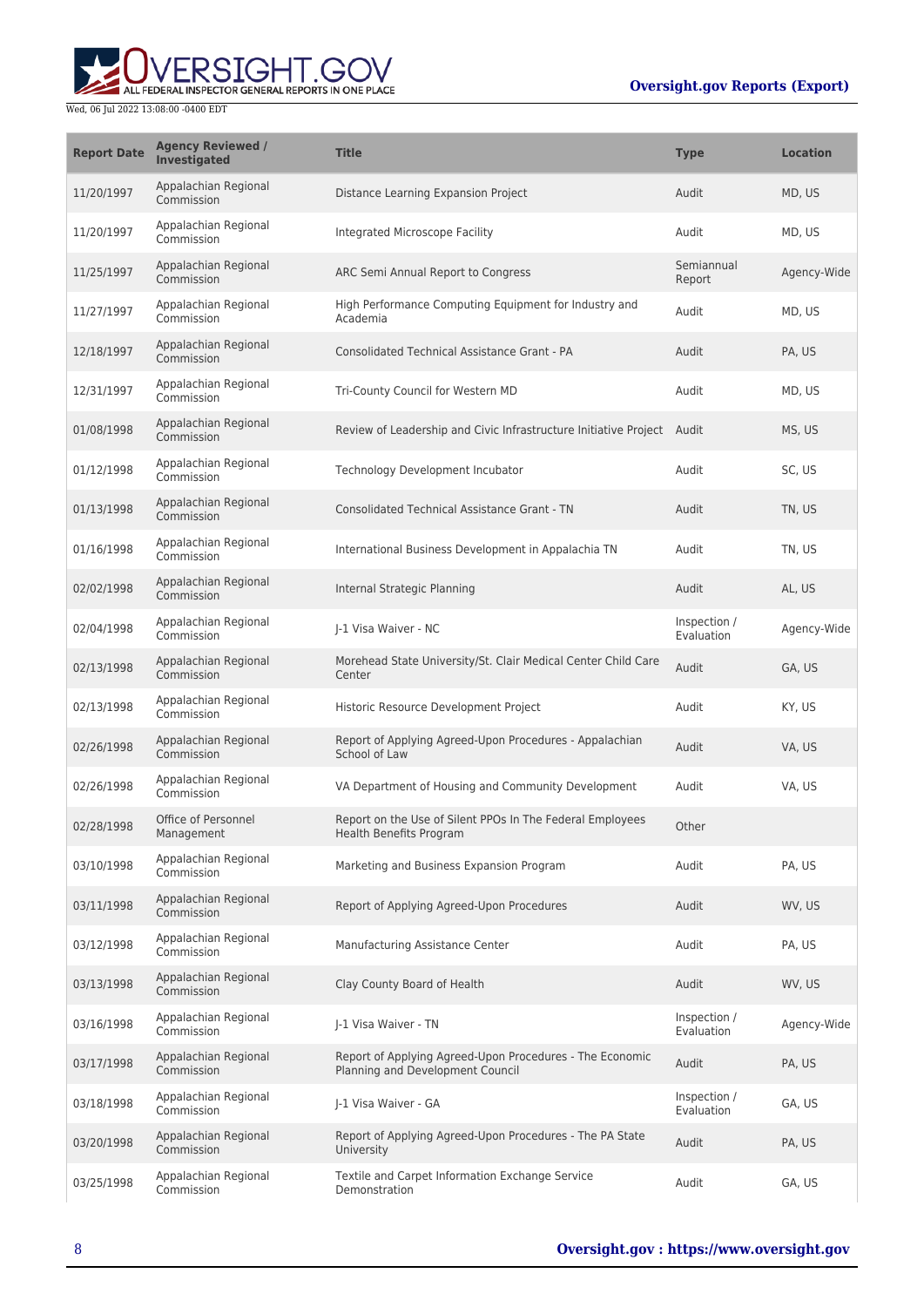| Report Date | Agency Reviewed / Investigated | Title | Type | Location |
| --- | --- | --- | --- | --- |
| 11/20/1997 | Appalachian Regional Commission | Distance Learning Expansion Project | Audit | MD, US |
| 11/20/1997 | Appalachian Regional Commission | Integrated Microscope Facility | Audit | MD, US |
| 11/25/1997 | Appalachian Regional Commission | ARC Semi Annual Report to Congress | Semiannual Report | Agency-Wide |
| 11/27/1997 | Appalachian Regional Commission | High Performance Computing Equipment for Industry and Academia | Audit | MD, US |
| 12/18/1997 | Appalachian Regional Commission | Consolidated Technical Assistance Grant - PA | Audit | PA, US |
| 12/31/1997 | Appalachian Regional Commission | Tri-County Council for Western MD | Audit | MD, US |
| 01/08/1998 | Appalachian Regional Commission | Review of Leadership and Civic Infrastructure Initiative Project | Audit | MS, US |
| 01/12/1998 | Appalachian Regional Commission | Technology Development Incubator | Audit | SC, US |
| 01/13/1998 | Appalachian Regional Commission | Consolidated Technical Assistance Grant - TN | Audit | TN, US |
| 01/16/1998 | Appalachian Regional Commission | International Business Development in Appalachia TN | Audit | TN, US |
| 02/02/1998 | Appalachian Regional Commission | Internal Strategic Planning | Audit | AL, US |
| 02/04/1998 | Appalachian Regional Commission | J-1 Visa Waiver - NC | Inspection / Evaluation | Agency-Wide |
| 02/13/1998 | Appalachian Regional Commission | Morehead State University/St. Clair Medical Center Child Care Center | Audit | GA, US |
| 02/13/1998 | Appalachian Regional Commission | Historic Resource Development Project | Audit | KY, US |
| 02/26/1998 | Appalachian Regional Commission | Report of Applying Agreed-Upon Procedures - Appalachian School of Law | Audit | VA, US |
| 02/26/1998 | Appalachian Regional Commission | VA Department of Housing and Community Development | Audit | VA, US |
| 02/28/1998 | Office of Personnel Management | Report on the Use of Silent PPOs In The Federal Employees Health Benefits Program | Other | |
| 03/10/1998 | Appalachian Regional Commission | Marketing and Business Expansion Program | Audit | PA, US |
| 03/11/1998 | Appalachian Regional Commission | Report of Applying Agreed-Upon Procedures | Audit | WV, US |
| 03/12/1998 | Appalachian Regional Commission | Manufacturing Assistance Center | Audit | PA, US |
| 03/13/1998 | Appalachian Regional Commission | Clay County Board of Health | Audit | WV, US |
| 03/16/1998 | Appalachian Regional Commission | J-1 Visa Waiver - TN | Inspection / Evaluation | Agency-Wide |
| 03/17/1998 | Appalachian Regional Commission | Report of Applying Agreed-Upon Procedures - The Economic Planning and Development Council | Audit | PA, US |
| 03/18/1998 | Appalachian Regional Commission | J-1 Visa Waiver - GA | Inspection / Evaluation | GA, US |
| 03/20/1998 | Appalachian Regional Commission | Report of Applying Agreed-Upon Procedures - The PA State University | Audit | PA, US |
| 03/25/1998 | Appalachian Regional Commission | Textile and Carpet Information Exchange Service Demonstration | Audit | GA, US |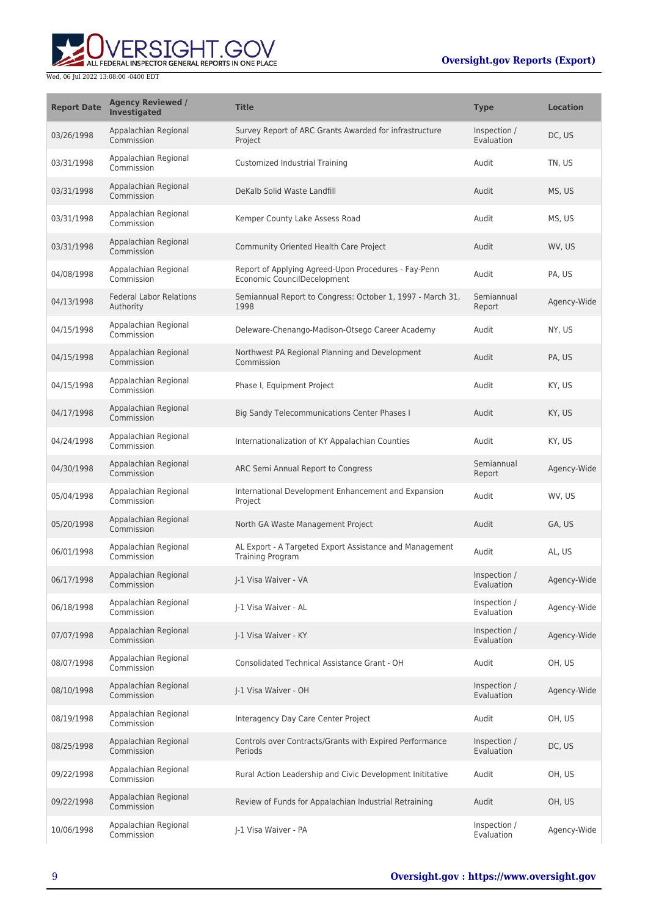| Report Date | Agency Reviewed / Investigated | Title | Type | Location |
| --- | --- | --- | --- | --- |
| 03/26/1998 | Appalachian Regional Commission | Survey Report of ARC Grants Awarded for infrastructure Project | Inspection / Evaluation | DC, US |
| 03/31/1998 | Appalachian Regional Commission | Customized Industrial Training | Audit | TN, US |
| 03/31/1998 | Appalachian Regional Commission | DeKalb Solid Waste Landfill | Audit | MS, US |
| 03/31/1998 | Appalachian Regional Commission | Kemper County Lake Assess Road | Audit | MS, US |
| 03/31/1998 | Appalachian Regional Commission | Community Oriented Health Care Project | Audit | WV, US |
| 04/08/1998 | Appalachian Regional Commission | Report of Applying Agreed-Upon Procedures - Fay-Penn Economic CouncilDecelopment | Audit | PA, US |
| 04/13/1998 | Federal Labor Relations Authority | Semiannual Report to Congress: October 1, 1997 - March 31, 1998 | Semiannual Report | Agency-Wide |
| 04/15/1998 | Appalachian Regional Commission | Deleware-Chenango-Madison-Otsego Career Academy | Audit | NY, US |
| 04/15/1998 | Appalachian Regional Commission | Northwest PA Regional Planning and Development Commission | Audit | PA, US |
| 04/15/1998 | Appalachian Regional Commission | Phase I, Equipment Project | Audit | KY, US |
| 04/17/1998 | Appalachian Regional Commission | Big Sandy Telecommunications Center Phases I | Audit | KY, US |
| 04/24/1998 | Appalachian Regional Commission | Internationalization of KY Appalachian Counties | Audit | KY, US |
| 04/30/1998 | Appalachian Regional Commission | ARC Semi Annual Report to Congress | Semiannual Report | Agency-Wide |
| 05/04/1998 | Appalachian Regional Commission | International Development Enhancement and Expansion Project | Audit | WV, US |
| 05/20/1998 | Appalachian Regional Commission | North GA Waste Management Project | Audit | GA, US |
| 06/01/1998 | Appalachian Regional Commission | AL Export - A Targeted Export Assistance and Management Training Program | Audit | AL, US |
| 06/17/1998 | Appalachian Regional Commission | J-1 Visa Waiver - VA | Inspection / Evaluation | Agency-Wide |
| 06/18/1998 | Appalachian Regional Commission | J-1 Visa Waiver - AL | Inspection / Evaluation | Agency-Wide |
| 07/07/1998 | Appalachian Regional Commission | J-1 Visa Waiver - KY | Inspection / Evaluation | Agency-Wide |
| 08/07/1998 | Appalachian Regional Commission | Consolidated Technical Assistance Grant - OH | Audit | OH, US |
| 08/10/1998 | Appalachian Regional Commission | J-1 Visa Waiver - OH | Inspection / Evaluation | Agency-Wide |
| 08/19/1998 | Appalachian Regional Commission | Interagency Day Care Center Project | Audit | OH, US |
| 08/25/1998 | Appalachian Regional Commission | Controls over Contracts/Grants with Expired Performance Periods | Inspection / Evaluation | DC, US |
| 09/22/1998 | Appalachian Regional Commission | Rural Action Leadership and Civic Development Inititative | Audit | OH, US |
| 09/22/1998 | Appalachian Regional Commission | Review of Funds for Appalachian Industrial Retraining | Audit | OH, US |
| 10/06/1998 | Appalachian Regional Commission | J-1 Visa Waiver - PA | Inspection / Evaluation | Agency-Wide |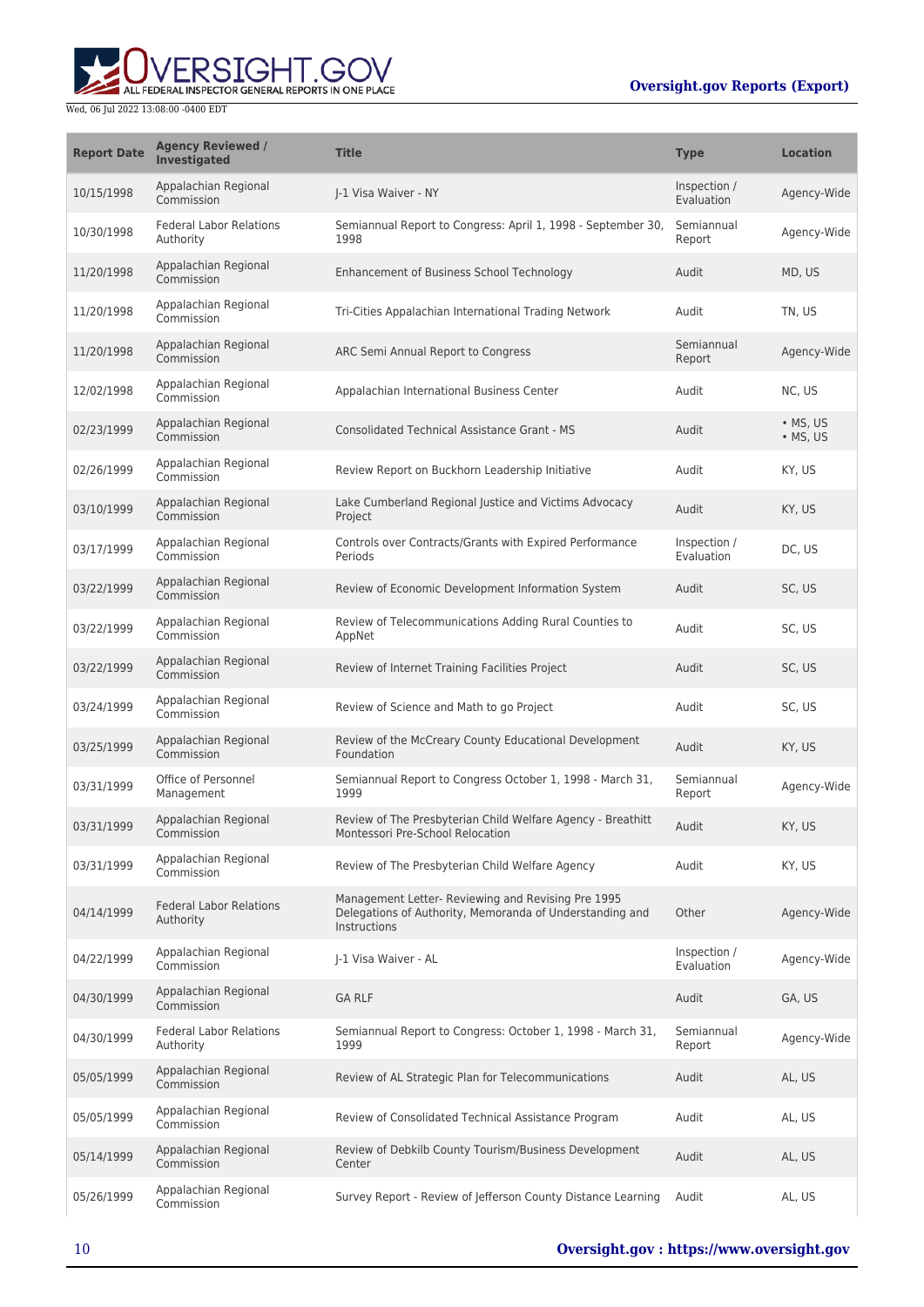| Report Date | Agency Reviewed / Investigated | Title | Type | Location |
|---|---|---|---|---|
| 10/15/1998 | Appalachian Regional Commission | J-1 Visa Waiver - NY | Inspection / Evaluation | Agency-Wide |
| 10/30/1998 | Federal Labor Relations Authority | Semiannual Report to Congress: April 1, 1998 - September 30, 1998 | Semiannual Report | Agency-Wide |
| 11/20/1998 | Appalachian Regional Commission | Enhancement of Business School Technology | Audit | MD, US |
| 11/20/1998 | Appalachian Regional Commission | Tri-Cities Appalachian International Trading Network | Audit | TN, US |
| 11/20/1998 | Appalachian Regional Commission | ARC Semi Annual Report to Congress | Semiannual Report | Agency-Wide |
| 12/02/1998 | Appalachian Regional Commission | Appalachian International Business Center | Audit | NC, US |
| 02/23/1999 | Appalachian Regional Commission | Consolidated Technical Assistance Grant - MS | Audit | • MS, US<br>• MS, US |
| 02/26/1999 | Appalachian Regional Commission | Review Report on Buckhorn Leadership Initiative | Audit | KY, US |
| 03/10/1999 | Appalachian Regional Commission | Lake Cumberland Regional Justice and Victims Advocacy Project | Audit | KY, US |
| 03/17/1999 | Appalachian Regional Commission | Controls over Contracts/Grants with Expired Performance Periods | Inspection / Evaluation | DC, US |
| 03/22/1999 | Appalachian Regional Commission | Review of Economic Development Information System | Audit | SC, US |
| 03/22/1999 | Appalachian Regional Commission | Review of Telecommunications Adding Rural Counties to AppNet | Audit | SC, US |
| 03/22/1999 | Appalachian Regional Commission | Review of Internet Training Facilities Project | Audit | SC, US |
| 03/24/1999 | Appalachian Regional Commission | Review of Science and Math to go Project | Audit | SC, US |
| 03/25/1999 | Appalachian Regional Commission | Review of the McCreary County Educational Development Foundation | Audit | KY, US |
| 03/31/1999 | Office of Personnel Management | Semiannual Report to Congress October 1, 1998 - March 31, 1999 | Semiannual Report | Agency-Wide |
| 03/31/1999 | Appalachian Regional Commission | Review of The Presbyterian Child Welfare Agency - Breathitt Montessori Pre-School Relocation | Audit | KY, US |
| 03/31/1999 | Appalachian Regional Commission | Review of The Presbyterian Child Welfare Agency | Audit | KY, US |
| 04/14/1999 | Federal Labor Relations Authority | Management Letter- Reviewing and Revising Pre 1995 Delegations of Authority, Memoranda of Understanding and Instructions | Other | Agency-Wide |
| 04/22/1999 | Appalachian Regional Commission | J-1 Visa Waiver - AL | Inspection / Evaluation | Agency-Wide |
| 04/30/1999 | Appalachian Regional Commission | GA RLF | Audit | GA, US |
| 04/30/1999 | Federal Labor Relations Authority | Semiannual Report to Congress: October 1, 1998 - March 31, 1999 | Semiannual Report | Agency-Wide |
| 05/05/1999 | Appalachian Regional Commission | Review of AL Strategic Plan for Telecommunications | Audit | AL, US |
| 05/05/1999 | Appalachian Regional Commission | Review of Consolidated Technical Assistance Program | Audit | AL, US |
| 05/14/1999 | Appalachian Regional Commission | Review of Debkilb County Tourism/Business Development Center | Audit | AL, US |
| 05/26/1999 | Appalachian Regional Commission | Survey Report - Review of Jefferson County Distance Learning | Audit | AL, US |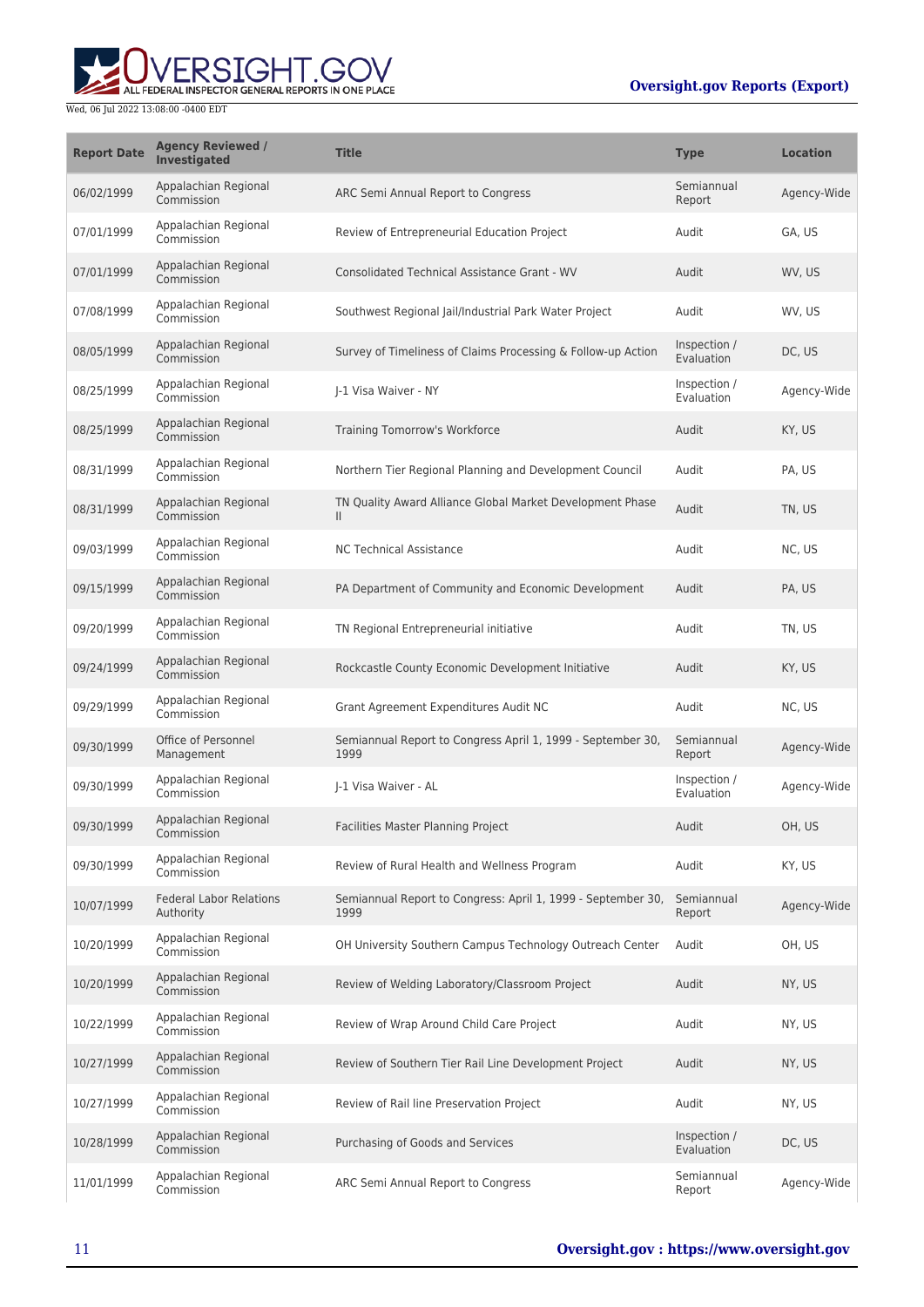| Report Date | Agency Reviewed / Investigated | Title | Type | Location |
|---|---|---|---|---|
| 06/02/1999 | Appalachian Regional Commission | ARC Semi Annual Report to Congress | Semiannual Report | Agency-Wide |
| 07/01/1999 | Appalachian Regional Commission | Review of Entrepreneurial Education Project | Audit | GA, US |
| 07/01/1999 | Appalachian Regional Commission | Consolidated Technical Assistance Grant - WV | Audit | WV, US |
| 07/08/1999 | Appalachian Regional Commission | Southwest Regional Jail/Industrial Park Water Project | Audit | WV, US |
| 08/05/1999 | Appalachian Regional Commission | Survey of Timeliness of Claims Processing & Follow-up Action | Inspection / Evaluation | DC, US |
| 08/25/1999 | Appalachian Regional Commission | J-1 Visa Waiver - NY | Inspection / Evaluation | Agency-Wide |
| 08/25/1999 | Appalachian Regional Commission | Training Tomorrow's Workforce | Audit | KY, US |
| 08/31/1999 | Appalachian Regional Commission | Northern Tier Regional Planning and Development Council | Audit | PA, US |
| 08/31/1999 | Appalachian Regional Commission | TN Quality Award Alliance Global Market Development Phase II | Audit | TN, US |
| 09/03/1999 | Appalachian Regional Commission | NC Technical Assistance | Audit | NC, US |
| 09/15/1999 | Appalachian Regional Commission | PA Department of Community and Economic Development | Audit | PA, US |
| 09/20/1999 | Appalachian Regional Commission | TN Regional Entrepreneurial initiative | Audit | TN, US |
| 09/24/1999 | Appalachian Regional Commission | Rockcastle County Economic Development Initiative | Audit | KY, US |
| 09/29/1999 | Appalachian Regional Commission | Grant Agreement Expenditures Audit NC | Audit | NC, US |
| 09/30/1999 | Office of Personnel Management | Semiannual Report to Congress April 1, 1999 - September 30, 1999 | Semiannual Report | Agency-Wide |
| 09/30/1999 | Appalachian Regional Commission | J-1 Visa Waiver - AL | Inspection / Evaluation | Agency-Wide |
| 09/30/1999 | Appalachian Regional Commission | Facilities Master Planning Project | Audit | OH, US |
| 09/30/1999 | Appalachian Regional Commission | Review of Rural Health and Wellness Program | Audit | KY, US |
| 10/07/1999 | Federal Labor Relations Authority | Semiannual Report to Congress: April 1, 1999 - September 30, 1999 | Semiannual Report | Agency-Wide |
| 10/20/1999 | Appalachian Regional Commission | OH University Southern Campus Technology Outreach Center | Audit | OH, US |
| 10/20/1999 | Appalachian Regional Commission | Review of Welding Laboratory/Classroom Project | Audit | NY, US |
| 10/22/1999 | Appalachian Regional Commission | Review of Wrap Around Child Care Project | Audit | NY, US |
| 10/27/1999 | Appalachian Regional Commission | Review of Southern Tier Rail Line Development Project | Audit | NY, US |
| 10/27/1999 | Appalachian Regional Commission | Review of Rail line Preservation Project | Audit | NY, US |
| 10/28/1999 | Appalachian Regional Commission | Purchasing of Goods and Services | Inspection / Evaluation | DC, US |
| 11/01/1999 | Appalachian Regional Commission | ARC Semi Annual Report to Congress | Semiannual Report | Agency-Wide |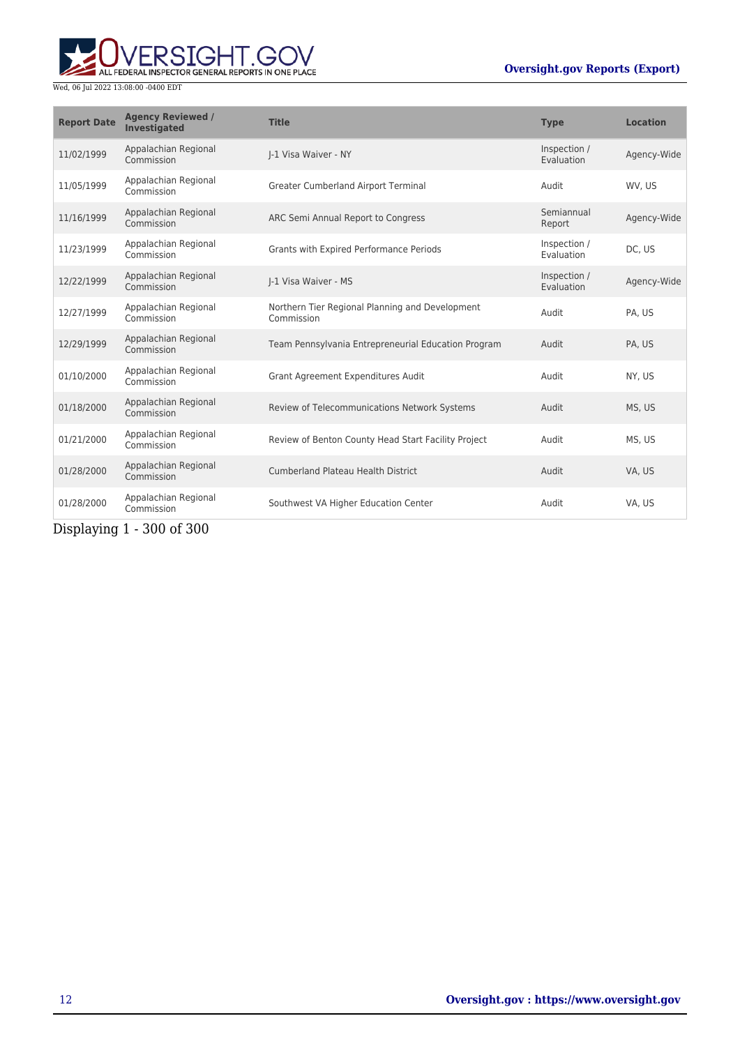| Report Date | Agency Reviewed / Investigated | Title | Type | Location |
| --- | --- | --- | --- | --- |
| 11/02/1999 | Appalachian Regional Commission | J-1 Visa Waiver - NY | Inspection / Evaluation | Agency-Wide |
| 11/05/1999 | Appalachian Regional Commission | Greater Cumberland Airport Terminal | Audit | WV, US |
| 11/16/1999 | Appalachian Regional Commission | ARC Semi Annual Report to Congress | Semiannual Report | Agency-Wide |
| 11/23/1999 | Appalachian Regional Commission | Grants with Expired Performance Periods | Inspection / Evaluation | DC, US |
| 12/22/1999 | Appalachian Regional Commission | J-1 Visa Waiver - MS | Inspection / Evaluation | Agency-Wide |
| 12/27/1999 | Appalachian Regional Commission | Northern Tier Regional Planning and Development Commission | Audit | PA, US |
| 12/29/1999 | Appalachian Regional Commission | Team Pennsylvania Entrepreneurial Education Program | Audit | PA, US |
| 01/10/2000 | Appalachian Regional Commission | Grant Agreement Expenditures Audit | Audit | NY, US |
| 01/18/2000 | Appalachian Regional Commission | Review of Telecommunications Network Systems | Audit | MS, US |
| 01/21/2000 | Appalachian Regional Commission | Review of Benton County Head Start Facility Project | Audit | MS, US |
| 01/28/2000 | Appalachian Regional Commission | Cumberland Plateau Health District | Audit | VA, US |
| 01/28/2000 | Appalachian Regional Commission | Southwest VA Higher Education Center | Audit | VA, US |

Displaying 1 - 300 of 300